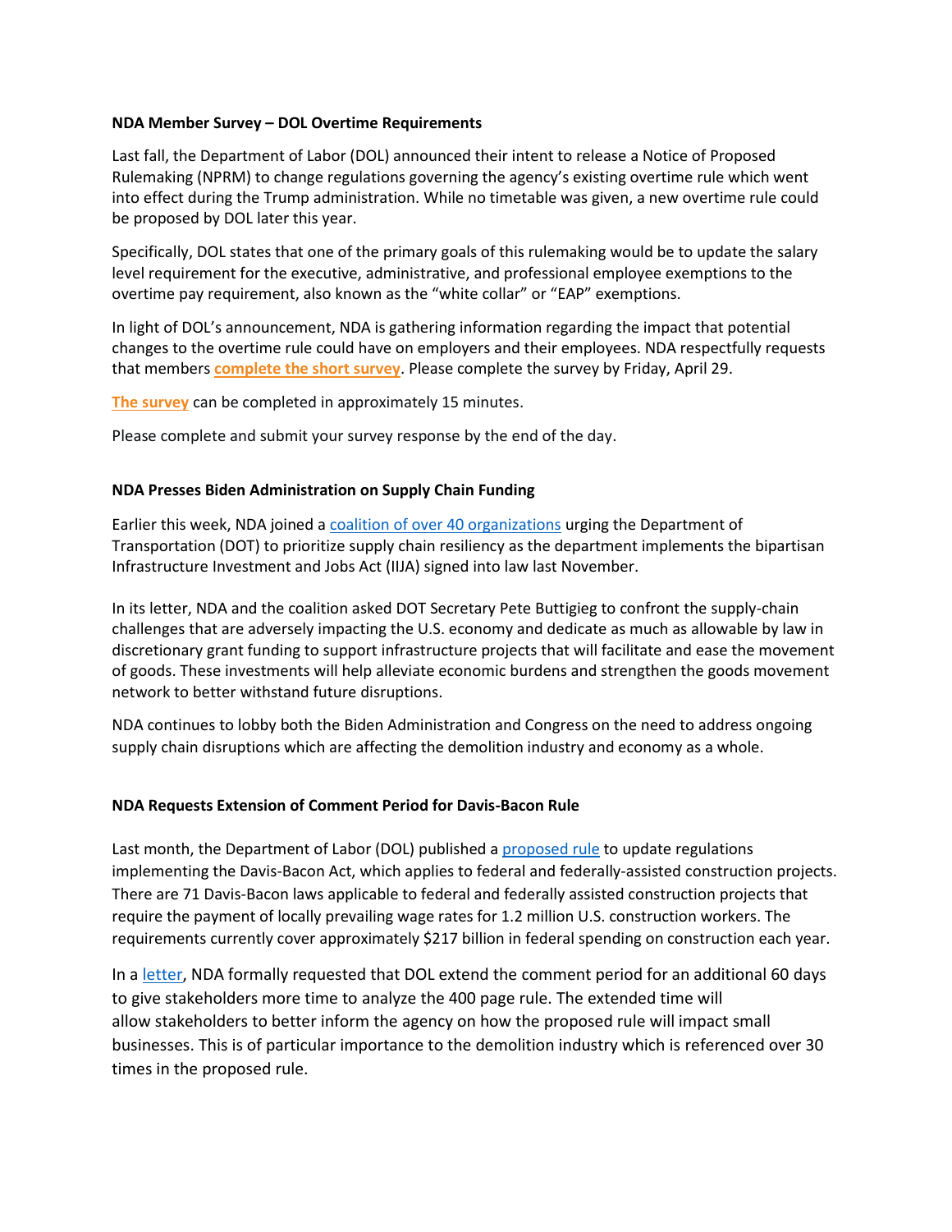**NDA Member Survey – DOL Overtime Requirements**

Last fall, the Department of Labor (DOL) announced their intent to release a Notice of Proposed Rulemaking (NPRM) to change regulations governing the agency's existing overtime rule which went into effect during the Trump administration. While no timetable was given, a new overtime rule could be proposed by DOL later this year.

Specifically, DOL states that one of the primary goals of this rulemaking would be to update the salary level requirement for the executive, administrative, and professional employee exemptions to the overtime pay requirement, also known as the "white collar" or "EAP" exemptions.

In light of DOL's announcement, NDA is gathering information regarding the impact that potential changes to the overtime rule could have on employers and their employees. NDA respectfully requests that members **complete the short survey**. Please complete the survey by Friday, April 29.

**The survey** can be completed in approximately 15 minutes.

Please complete and submit your survey response by the end of the day.

**NDA Presses Biden Administration on Supply Chain Funding**

Earlier this week, NDA joined a coalition of over 40 organizations urging the Department of Transportation (DOT) to prioritize supply chain resiliency as the department implements the bipartisan Infrastructure Investment and Jobs Act (IIJA) signed into law last November.

In its letter, NDA and the coalition asked DOT Secretary Pete Buttigieg to confront the supply-chain challenges that are adversely impacting the U.S. economy and dedicate as much as allowable by law in discretionary grant funding to support infrastructure projects that will facilitate and ease the movement of goods. These investments will help alleviate economic burdens and strengthen the goods movement network to better withstand future disruptions.

NDA continues to lobby both the Biden Administration and Congress on the need to address ongoing supply chain disruptions which are affecting the demolition industry and economy as a whole.

**NDA Requests Extension of Comment Period for Davis-Bacon Rule**

Last month, the Department of Labor (DOL) published a proposed rule to update regulations implementing the Davis-Bacon Act, which applies to federal and federally-assisted construction projects. There are 71 Davis-Bacon laws applicable to federal and federally assisted construction projects that require the payment of locally prevailing wage rates for 1.2 million U.S. construction workers. The requirements currently cover approximately $217 billion in federal spending on construction each year.

In a letter, NDA formally requested that DOL extend the comment period for an additional 60 days to give stakeholders more time to analyze the 400 page rule. The extended time will allow stakeholders to better inform the agency on how the proposed rule will impact small businesses. This is of particular importance to the demolition industry which is referenced over 30 times in the proposed rule.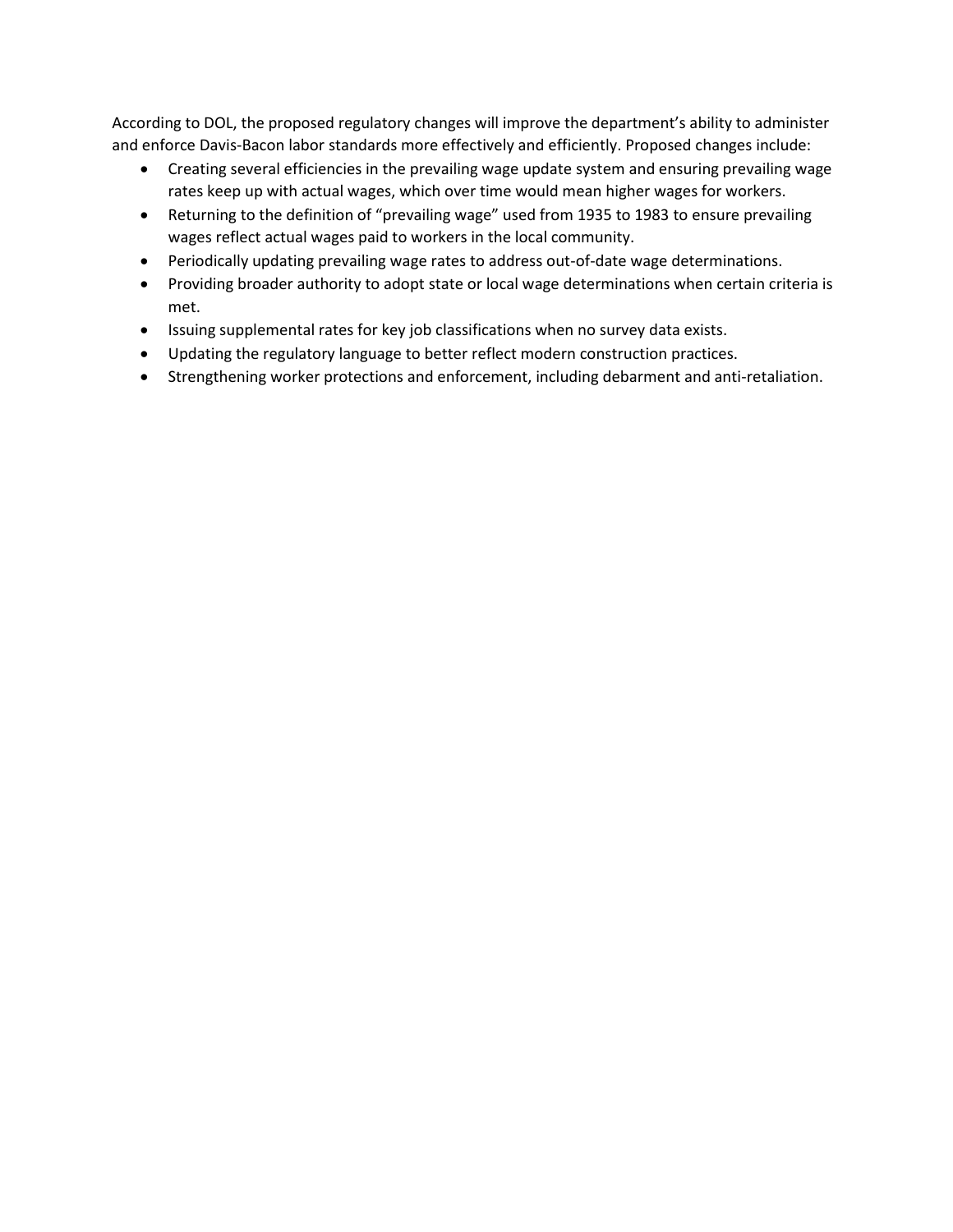According to DOL, the proposed regulatory changes will improve the department's ability to administer and enforce Davis-Bacon labor standards more effectively and efficiently. Proposed changes include:

- Creating several efficiencies in the prevailing wage update system and ensuring prevailing wage rates keep up with actual wages, which over time would mean higher wages for workers.
- Returning to the definition of "prevailing wage" used from 1935 to 1983 to ensure prevailing wages reflect actual wages paid to workers in the local community.
- Periodically updating prevailing wage rates to address out-of-date wage determinations.
- Providing broader authority to adopt state or local wage determinations when certain criteria is met.
- Issuing supplemental rates for key job classifications when no survey data exists.
- Updating the regulatory language to better reflect modern construction practices.
- Strengthening worker protections and enforcement, including debarment and anti-retaliation.